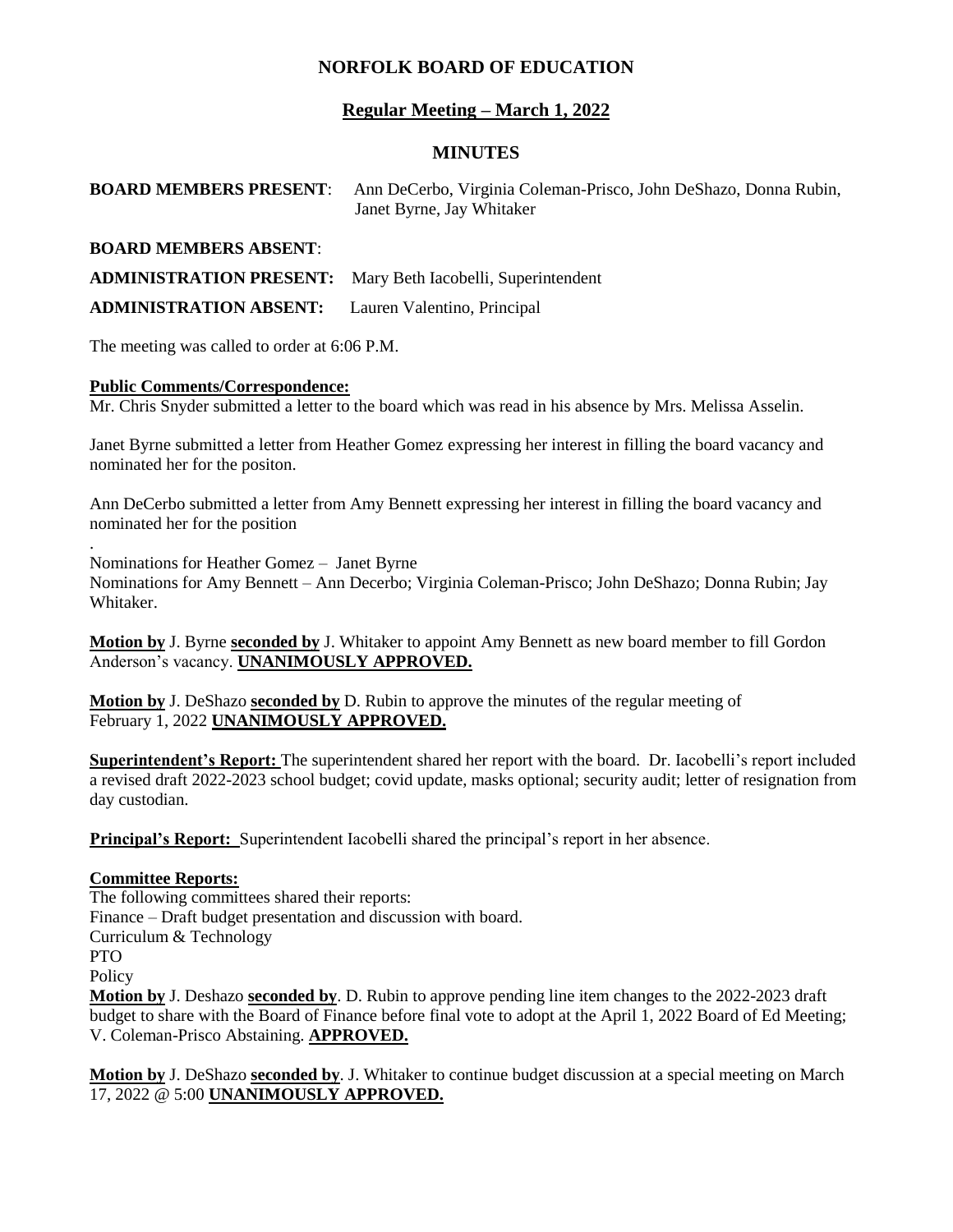# NORFOLK BOARD OF EDUCATION

## Regular Meeting – March 1, 2022

## MINUTES

**BOARD MEMBERS PRESENT**: Ann DeCerbo, Virginia Coleman-Prisco, John DeShazo, Donna Rubin, Janet Byrne, Jay Whitaker

**BOARD MEMBERS ABSENT**:

**ADMINISTRATION PRESENT:** Mary Beth Iacobelli, Superintendent

**ADMINISTRATION ABSENT:** Lauren Valentino, Principal

The meeting was called to order at 6:06 P.M.

**Public Comments/Correspondence:**
Mr. Chris Snyder submitted a letter to the board which was read in his absence by Mrs. Melissa Asselin.

Janet Byrne submitted a letter from Heather Gomez expressing her interest in filling the board vacancy and nominated her for the positon.

Ann DeCerbo submitted a letter from Amy Bennett expressing her interest in filling the board vacancy and nominated her for the position
.
Nominations for Heather Gomez – Janet Byrne
Nominations for Amy Bennett – Ann Decerbo; Virginia Coleman-Prisco; John DeShazo; Donna Rubin; Jay Whitaker.

**Motion by** J. Byrne **seconded by** J. Whitaker to appoint Amy Bennett as new board member to fill Gordon Anderson's vacancy. **UNANIMOUSLY APPROVED.**

**Motion by** J. DeShazo **seconded by** D. Rubin to approve the minutes of the regular meeting of February 1, 2022 **UNANIMOUSLY APPROVED.**

**Superintendent's Report:** The superintendent shared her report with the board. Dr. Iacobelli's report included a revised draft 2022-2023 school budget; covid update, masks optional; security audit; letter of resignation from day custodian.

**Principal's Report:** Superintendent Iacobelli shared the principal's report in her absence.

**Committee Reports:**
The following committees shared their reports:
Finance – Draft budget presentation and discussion with board.
Curriculum & Technology
PTO
Policy
**Motion by** J. Deshazo **seconded by**. D. Rubin to approve pending line item changes to the 2022-2023 draft budget to share with the Board of Finance before final vote to adopt at the April 1, 2022 Board of Ed Meeting; V. Coleman-Prisco Abstaining. **APPROVED.**

**Motion by** J. DeShazo **seconded by**. J. Whitaker to continue budget discussion at a special meeting on March 17, 2022 @ 5:00 **UNANIMOUSLY APPROVED.**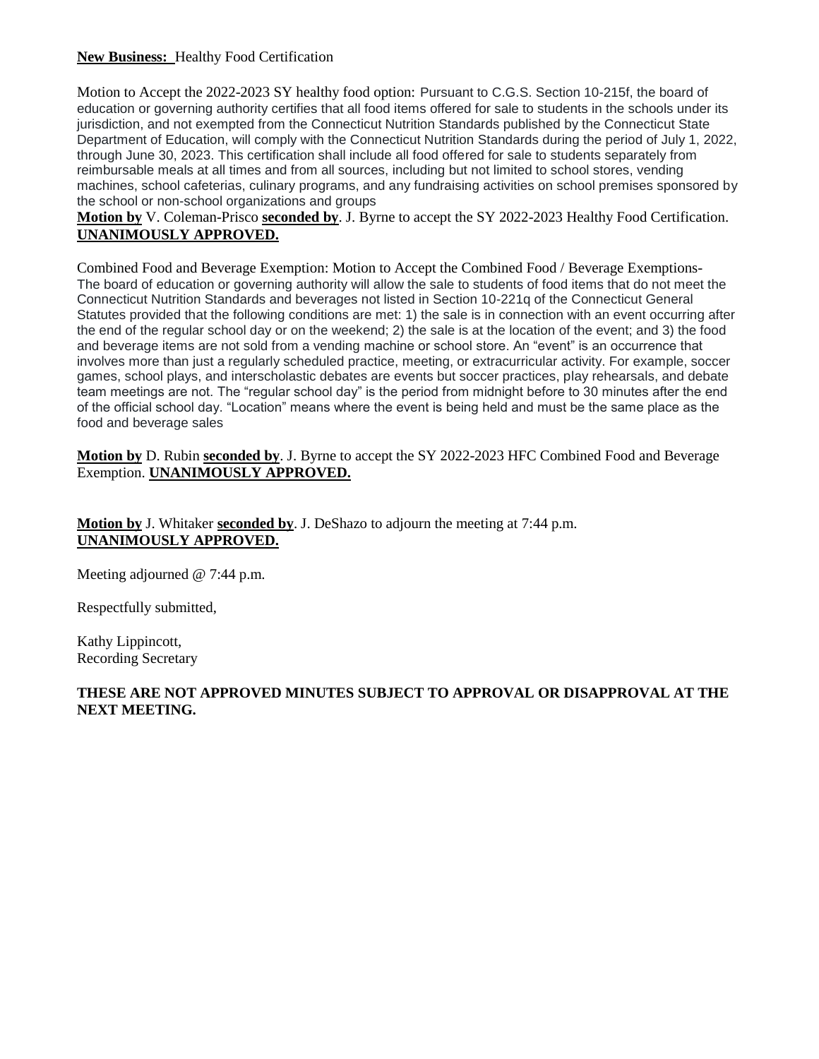**New Business:** Healthy Food Certification

Motion to Accept the 2022-2023 SY healthy food option: Pursuant to C.G.S. Section 10-215f, the board of education or governing authority certifies that all food items offered for sale to students in the schools under its jurisdiction, and not exempted from the Connecticut Nutrition Standards published by the Connecticut State Department of Education, will comply with the Connecticut Nutrition Standards during the period of July 1, 2022, through June 30, 2023. This certification shall include all food offered for sale to students separately from reimbursable meals at all times and from all sources, including but not limited to school stores, vending machines, school cafeterias, culinary programs, and any fundraising activities on school premises sponsored by the school or non-school organizations and groups

**Motion by** V. Coleman-Prisco **seconded by**. J. Byrne to accept the SY 2022-2023 Healthy Food Certification. **UNANIMOUSLY APPROVED.**

Combined Food and Beverage Exemption: Motion to Accept the Combined Food / Beverage Exemptions- The board of education or governing authority will allow the sale to students of food items that do not meet the Connecticut Nutrition Standards and beverages not listed in Section 10-221q of the Connecticut General Statutes provided that the following conditions are met: 1) the sale is in connection with an event occurring after the end of the regular school day or on the weekend; 2) the sale is at the location of the event; and 3) the food and beverage items are not sold from a vending machine or school store. An "event" is an occurrence that involves more than just a regularly scheduled practice, meeting, or extracurricular activity. For example, soccer games, school plays, and interscholastic debates are events but soccer practices, play rehearsals, and debate team meetings are not. The "regular school day" is the period from midnight before to 30 minutes after the end of the official school day. "Location" means where the event is being held and must be the same place as the food and beverage sales

**Motion by** D. Rubin **seconded by**. J. Byrne to accept the SY 2022-2023 HFC Combined Food and Beverage Exemption. **UNANIMOUSLY APPROVED.**

**Motion by** J. Whitaker **seconded by**. J. DeShazo to adjourn the meeting at 7:44 p.m. **UNANIMOUSLY APPROVED.**

Meeting adjourned @ 7:44 p.m.

Respectfully submitted,

Kathy Lippincott,
Recording Secretary

**THESE ARE NOT APPROVED MINUTES SUBJECT TO APPROVAL OR DISAPPROVAL AT THE NEXT MEETING.**